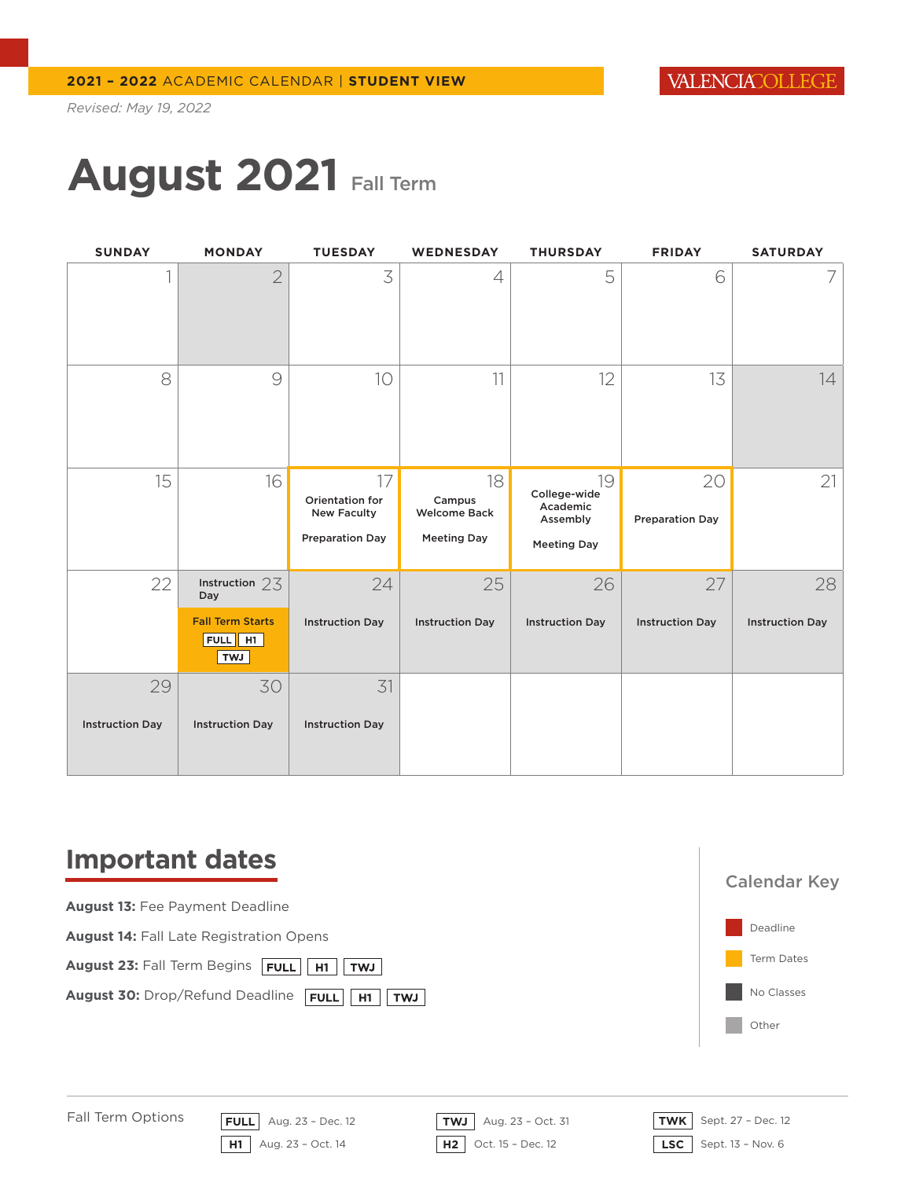**2021 – 2022** ACADEMIC CALENDAR | **STUDENT VIEW**

VALENCIACOLLEGE

*Revised: May 19, 2022*

# August 2021 Fall Term

| SUNDAY | MONDAY | TUESDAY | WEDNESDAY | THURSDAY | FRIDAY | SATURDAY |
|---|---|---|---|---|---|---|
| 1 | 2 | 3 | 4 | 5 | 6 | 7 |
| 8 | 9 | 10 | 11 | 12 | 13 | 14 |
| 15 | 16 | 17 Orientation for New Faculty Preparation Day | 18 Campus Welcome Back Meeting Day | 19 College-wide Academic Assembly Meeting Day | 20 Preparation Day | 21 |
| 22 | 23 Instruction Day Fall Term Starts FULL H1 TWJ | 24 Instruction Day | 25 Instruction Day | 26 Instruction Day | 27 Instruction Day | 28 Instruction Day |
| 29 Instruction Day | 30 Instruction Day | 31 Instruction Day | | | | |

## Important dates

**August 13:** Fee Payment Deadline

**August 14:** Fall Late Registration Opens

**August 23:** Fall Term Begins FULL H1 TWJ

**August 30:** Drop/Refund Deadline FULL H1 TWJ

### Calendar Key

- Deadline
- Term Dates
- No Classes
- Other

Fall Term Options

| | | |
|---|---|---|
| FULL Aug. 23 – Dec. 12 | TWJ Aug. 23 – Oct. 31 | TWK Sept. 27 – Dec. 12 |
| H1 Aug. 23 – Oct. 14 | H2 Oct. 15 – Dec. 12 | LSC Sept. 13 – Nov. 6 |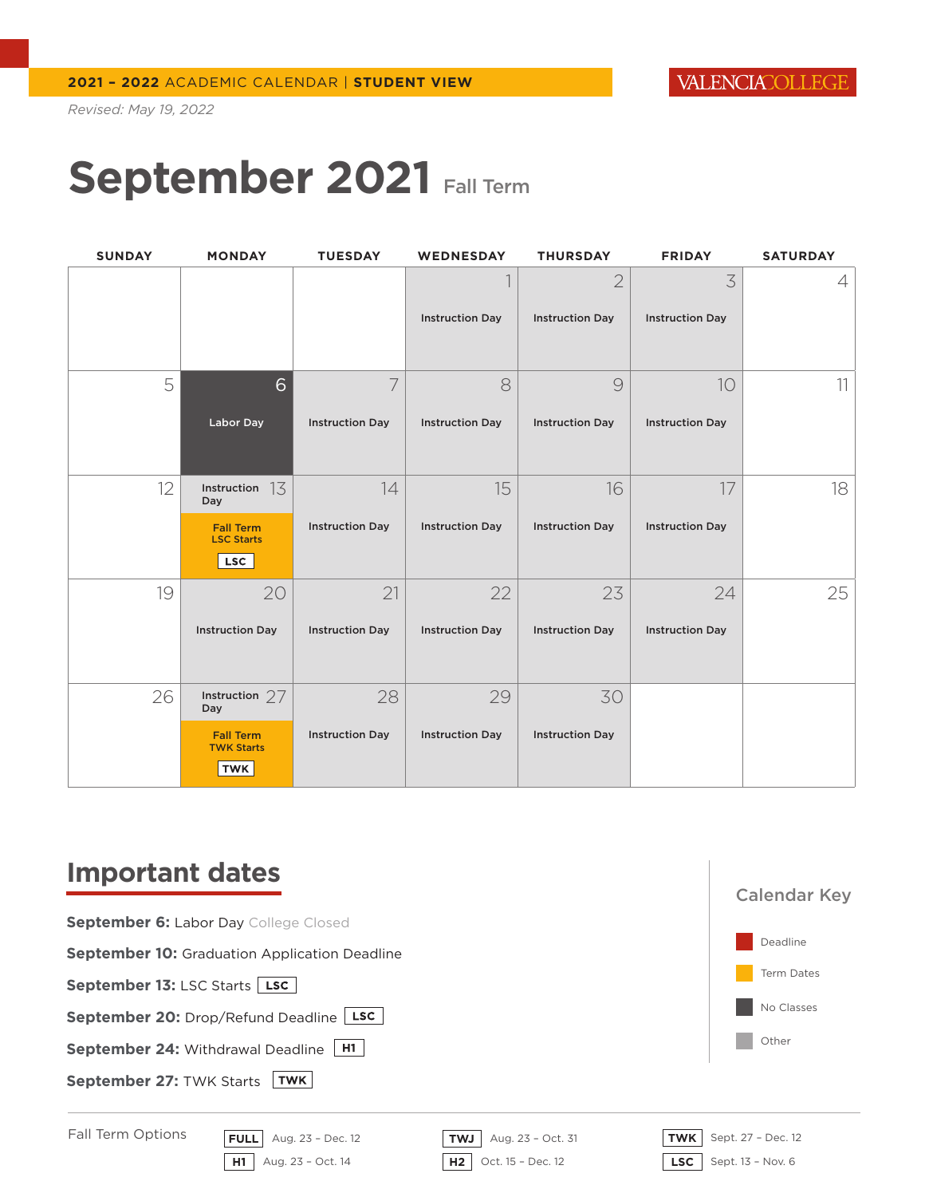2021 – 2022 ACADEMIC CALENDAR | **STUDENT VIEW**

*Revised: May 19, 2022*

# September 2021 Fall Term

| SUNDAY | MONDAY | TUESDAY | WEDNESDAY | THURSDAY | FRIDAY | SATURDAY |
|---|---|---|---|---|---|---|
| | | | 1 Instruction Day | 2 Instruction Day | 3 Instruction Day | 4 |
| 5 | 6 Labor Day | 7 Instruction Day | 8 Instruction Day | 9 Instruction Day | 10 Instruction Day | 11 |
| 12 | 13 Instruction Day; Fall Term LSC Starts (LSC) | 14 Instruction Day | 15 Instruction Day | 16 Instruction Day | 17 Instruction Day | 18 |
| 19 | 20 Instruction Day | 21 Instruction Day | 22 Instruction Day | 23 Instruction Day | 24 Instruction Day | 25 |
| 26 | 27 Instruction Day; Fall Term TWK Starts (TWK) | 28 Instruction Day | 29 Instruction Day | 30 Instruction Day | | |

## Important dates

**September 6:** Labor Day College Closed

**September 10:** Graduation Application Deadline

**September 13:** LSC Starts LSC

**September 20:** Drop/Refund Deadline LSC

**September 24:** Withdrawal Deadline H1

**September 27:** TWK Starts TWK

### Calendar Key

- Deadline
- Term Dates
- No Classes
- Other

Fall Term Options

| | | |
|---|---|---|
| FULL Aug. 23 – Dec. 12 | TWJ Aug. 23 – Oct. 31 | TWK Sept. 27 – Dec. 12 |
| H1 Aug. 23 – Oct. 14 | H2 Oct. 15 – Dec. 12 | LSC Sept. 13 – Nov. 6 |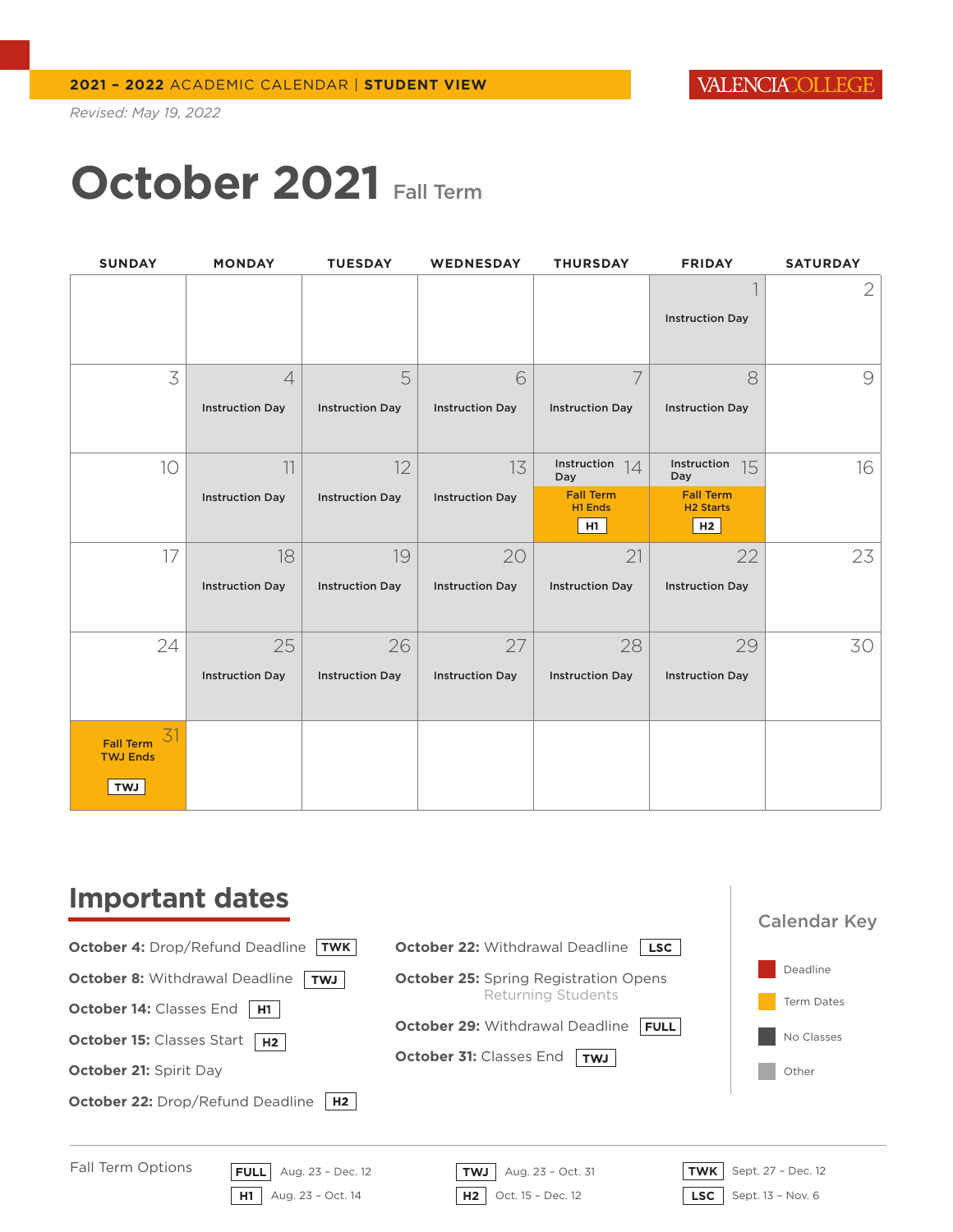**2021 – 2022** ACADEMIC CALENDAR | **STUDENT VIEW**

*Revised: May 19, 2022*

# October 2021 Fall Term

| SUNDAY | MONDAY | TUESDAY | WEDNESDAY | THURSDAY | FRIDAY | SATURDAY |
|---|---|---|---|---|---|---|
| | | | | | 1 Instruction Day | 2 |
| 3 | 4 Instruction Day | 5 Instruction Day | 6 Instruction Day | 7 Instruction Day | 8 Instruction Day | 9 |
| 10 | 11 Instruction Day | 12 Instruction Day | 13 Instruction Day | 14 Instruction Day; Fall Term H1 Ends H1 | 15 Instruction Day; Fall Term H2 Starts H2 | 16 |
| 17 | 18 Instruction Day | 19 Instruction Day | 20 Instruction Day | 21 Instruction Day | 22 Instruction Day | 23 |
| 24 | 25 Instruction Day | 26 Instruction Day | 27 Instruction Day | 28 Instruction Day | 29 Instruction Day | 30 |
| 31 Fall Term TWJ Ends TWJ | | | | | | |

## Important dates

**October 4:** Drop/Refund Deadline TWK

**October 8:** Withdrawal Deadline TWJ

**October 14:** Classes End H1

**October 15:** Classes Start H2

**October 21:** Spirit Day

**October 22:** Drop/Refund Deadline H2

**October 22:** Withdrawal Deadline LSC

**October 25:** Spring Registration Opens Returning Students

**October 29:** Withdrawal Deadline FULL

**October 31:** Classes End TWJ

### Calendar Key

- Deadline
- Term Dates
- No Classes
- Other

Fall Term Options

| | | |
|---|---|---|
| FULL Aug. 23 – Dec. 12 | TWJ Aug. 23 – Oct. 31 | TWK Sept. 27 – Dec. 12 |
| H1 Aug. 23 – Oct. 14 | H2 Oct. 15 – Dec. 12 | LSC Sept. 13 – Nov. 6 |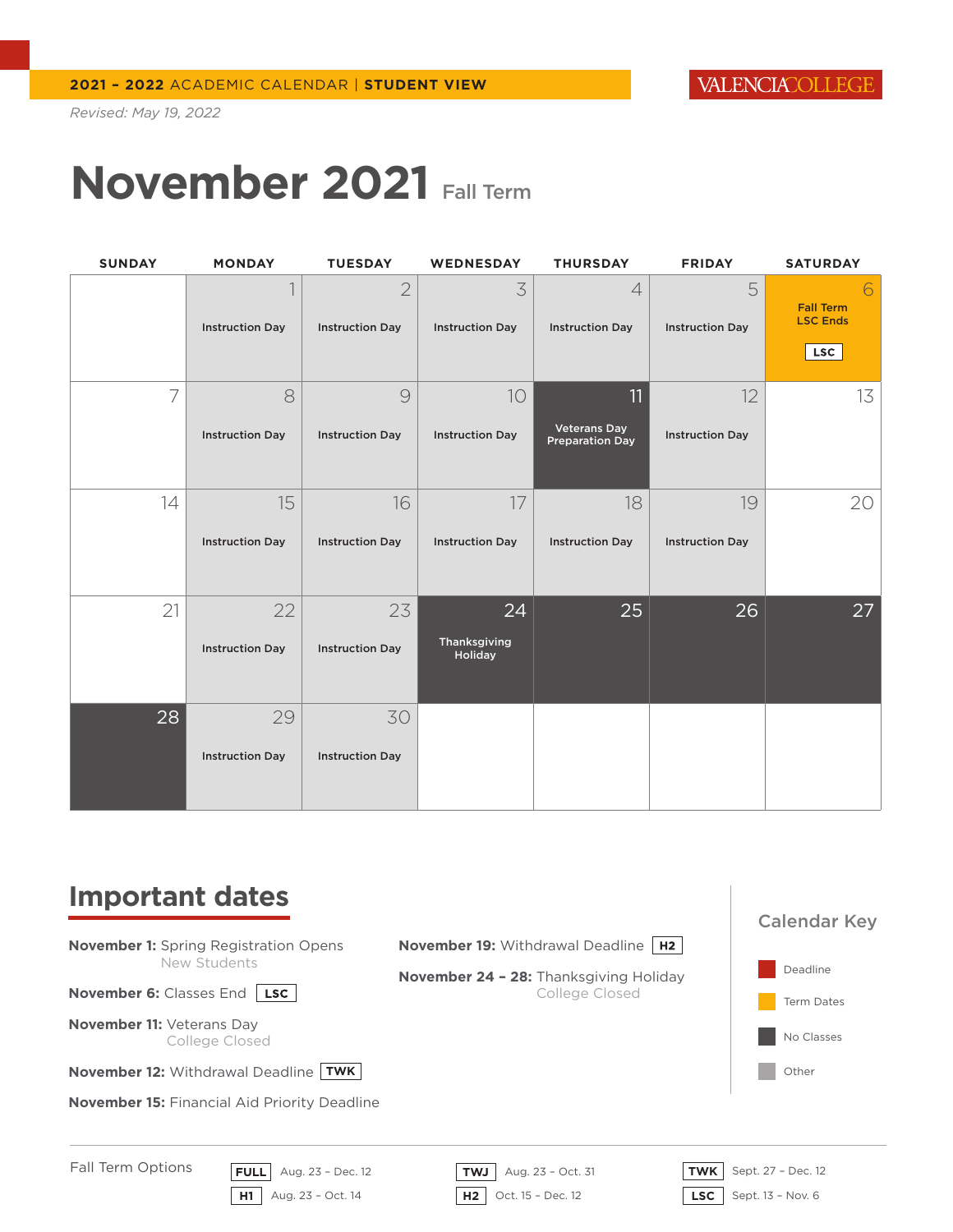**2021 – 2022** ACADEMIC CALENDAR | **STUDENT VIEW**

VALENCIACOLLEGE

*Revised: May 19, 2022*

# November 2021 Fall Term

| SUNDAY | MONDAY | TUESDAY | WEDNESDAY | THURSDAY | FRIDAY | SATURDAY |
|---|---|---|---|---|---|---|
| | 1 Instruction Day | 2 Instruction Day | 3 Instruction Day | 4 Instruction Day | 5 Instruction Day | 6 Fall Term LSC Ends LSC |
| 7 | 8 Instruction Day | 9 Instruction Day | 10 Instruction Day | 11 Veterans Day Preparation Day | 12 Instruction Day | 13 |
| 14 | 15 Instruction Day | 16 Instruction Day | 17 Instruction Day | 18 Instruction Day | 19 Instruction Day | 20 |
| 21 | 22 Instruction Day | 23 Instruction Day | 24 Thanksgiving Holiday | 25 | 26 | 27 |
| 28 | 29 Instruction Day | 30 Instruction Day | | | | |

## Important dates

**November 1:** Spring Registration Opens
New Students

**November 6:** Classes End LSC

**November 11:** Veterans Day
College Closed

**November 12:** Withdrawal Deadline TWK

**November 15:** Financial Aid Priority Deadline

**November 19:** Withdrawal Deadline H2

**November 24 – 28:** Thanksgiving Holiday
College Closed

### Calendar Key

- Deadline
- Term Dates
- No Classes
- Other

Fall Term Options

| Option | Dates |
|---|---|
| FULL | Aug. 23 – Dec. 12 |
| H1 | Aug. 23 – Oct. 14 |
| TWJ | Aug. 23 – Oct. 31 |
| H2 | Oct. 15 – Dec. 12 |
| TWK | Sept. 27 – Dec. 12 |
| LSC | Sept. 13 – Nov. 6 |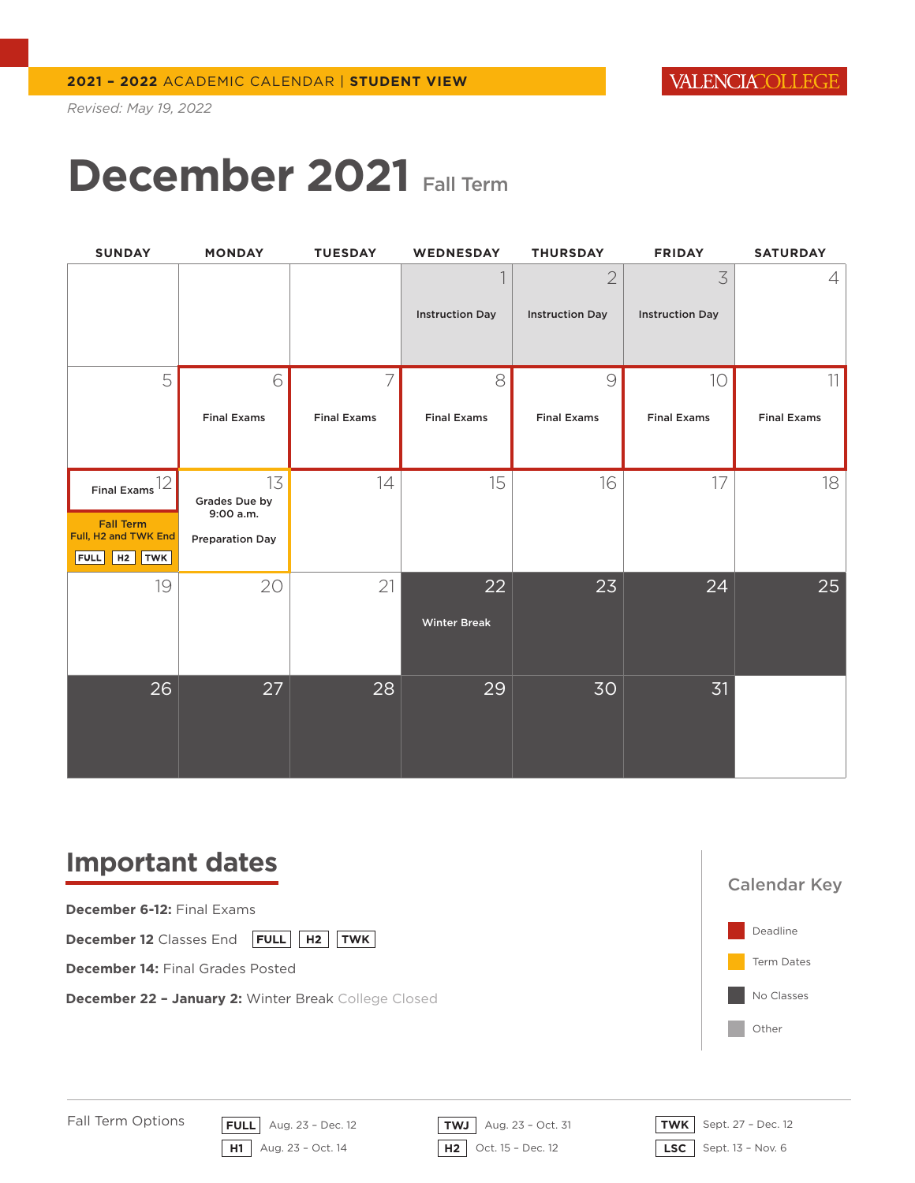**2021 – 2022** ACADEMIC CALENDAR | **STUDENT VIEW**

VALENCIACOLLEGE

*Revised: May 19, 2022*

# December 2021 Fall Term

| SUNDAY | MONDAY | TUESDAY | WEDNESDAY | THURSDAY | FRIDAY | SATURDAY |
|---|---|---|---|---|---|---|
| | | | 1 Instruction Day | 2 Instruction Day | 3 Instruction Day | 4 |
| 5 | 6 Final Exams | 7 Final Exams | 8 Final Exams | 9 Final Exams | 10 Final Exams | 11 Final Exams |
| 12 Final Exams; Fall Term Full, H2 and TWK End FULL H2 TWK | 13 Grades Due by 9:00 a.m.; Preparation Day | 14 | 15 | 16 | 17 | 18 |
| 19 | 20 | 21 | 22 Winter Break | 23 | 24 | 25 |
| 26 | 27 | 28 | 29 | 30 | 31 | |

## Important dates

**December 6-12:** Final Exams

**December 12** Classes End FULL H2 TWK

**December 14:** Final Grades Posted

**December 22 – January 2:** Winter Break College Closed

### Calendar Key

- Deadline
- Term Dates
- No Classes
- Other

Fall Term Options

| | | | |
|---|---|---|---|
| FULL | Aug. 23 – Dec. 12 | H1 | Aug. 23 – Oct. 14 |
| TWJ | Aug. 23 – Oct. 31 | H2 | Oct. 15 – Dec. 12 |
| TWK | Sept. 27 – Dec. 12 | LSC | Sept. 13 – Nov. 6 |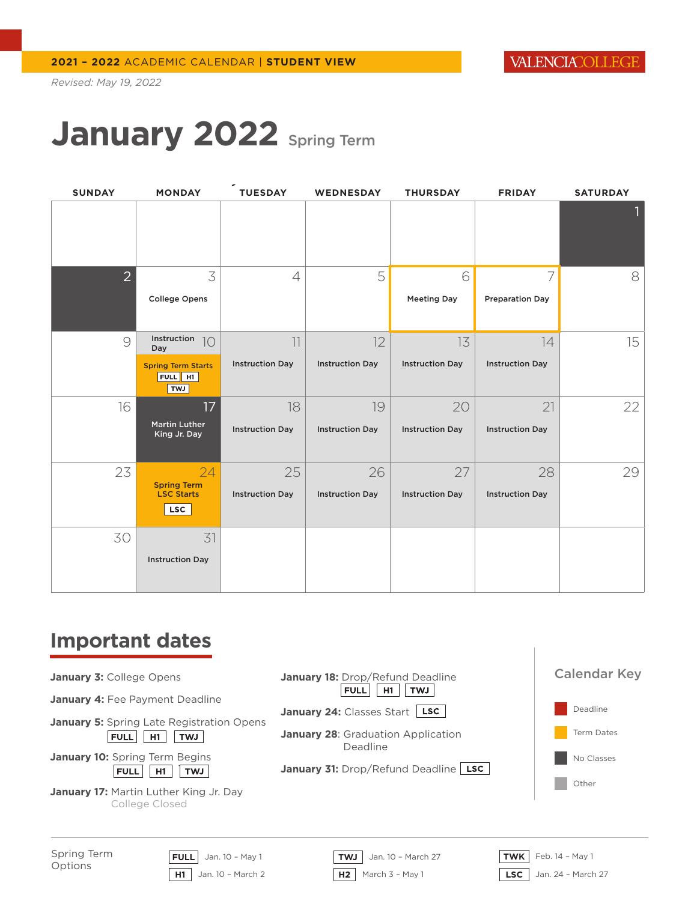**2021 – 2022** ACADEMIC CALENDAR | **STUDENT VIEW**

VALENCIA COLLEGE

*Revised: May 19, 2022*

# January 2022 Spring Term

| SUNDAY | MONDAY | TUESDAY | WEDNESDAY | THURSDAY | FRIDAY | SATURDAY |
|---|---|---|---|---|---|---|
| | | | | | | 1 |
| 2 | 3 College Opens | 4 | 5 | 6 Meeting Day | 7 Preparation Day | 8 |
| 9 | 10 Instruction Day Spring Term Starts FULL H1 TWJ | 11 Instruction Day | 12 Instruction Day | 13 Instruction Day | 14 Instruction Day | 15 |
| 16 | 17 Martin Luther King Jr. Day | 18 Instruction Day | 19 Instruction Day | 20 Instruction Day | 21 Instruction Day | 22 |
| 23 | 24 Spring Term LSC Starts LSC | 25 Instruction Day | 26 Instruction Day | 27 Instruction Day | 28 Instruction Day | 29 |
| 30 | 31 Instruction Day | | | | | |

## Important dates

**January 3:** College Opens

**January 4:** Fee Payment Deadline

**January 5:** Spring Late Registration Opens FULL H1 TWJ

**January 10:** Spring Term Begins FULL H1 TWJ

**January 17:** Martin Luther King Jr. Day College Closed

**January 18:** Drop/Refund Deadline FULL H1 TWJ

**January 24:** Classes Start LSC

**January 28**: Graduation Application Deadline

**January 31:** Drop/Refund Deadline LSC

### Calendar Key

- Deadline
- Term Dates
- No Classes
- Other

Spring Term Options

| Option | Dates |
|---|---|
| FULL | Jan. 10 – May 1 |
| H1 | Jan. 10 – March 2 |
| TWJ | Jan. 10 – March 27 |
| H2 | March 3 – May 1 |
| TWK | Feb. 14 – May 1 |
| LSC | Jan. 24 – March 27 |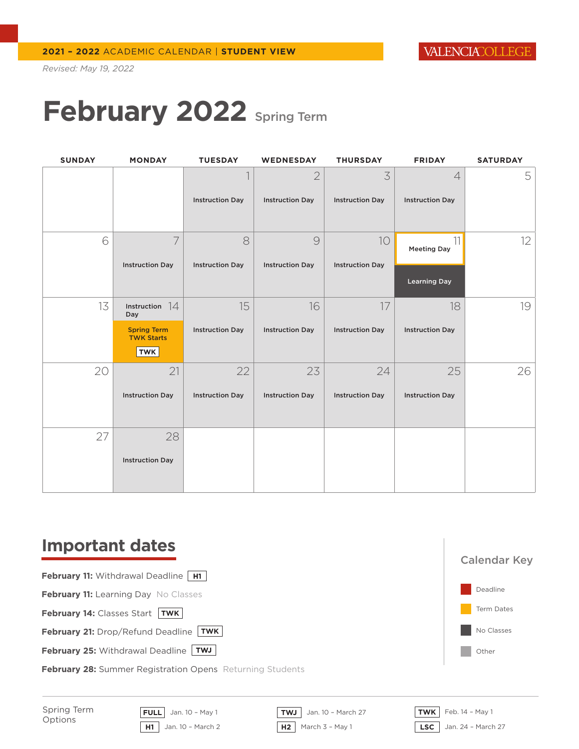2021 – 2022 ACADEMIC CALENDAR | **STUDENT VIEW**

*Revised: May 19, 2022*

# February 2022 Spring Term

| SUNDAY | MONDAY | TUESDAY | WEDNESDAY | THURSDAY | FRIDAY | SATURDAY |
|---|---|---|---|---|---|---|
| | | 1 Instruction Day | 2 Instruction Day | 3 Instruction Day | 4 Instruction Day | 5 |
| 6 | 7 Instruction Day | 8 Instruction Day | 9 Instruction Day | 10 Instruction Day | 11 Meeting Day; Learning Day | 12 |
| 13 | 14 Instruction Day; Spring Term TWK Starts TWK | 15 Instruction Day | 16 Instruction Day | 17 Instruction Day | 18 Instruction Day | 19 |
| 20 | 21 Instruction Day | 22 Instruction Day | 23 Instruction Day | 24 Instruction Day | 25 Instruction Day | 26 |
| 27 | 28 Instruction Day | | | | | |

## Important dates

**February 11:** Withdrawal Deadline H1

**February 11:** Learning Day No Classes

**February 14:** Classes Start TWK

**February 21:** Drop/Refund Deadline TWK

**February 25:** Withdrawal Deadline TWJ

**February 28:** Summer Registration Opens Returning Students

### Calendar Key

- Deadline
- Term Dates
- No Classes
- Other

Spring Term Options

| | | |
|---|---|---|
| FULL Jan. 10 – May 1 | TWJ Jan. 10 – March 27 | TWK Feb. 14 – May 1 |
| H1 Jan. 10 – March 2 | H2 March 3 – May 1 | LSC Jan. 24 – March 27 |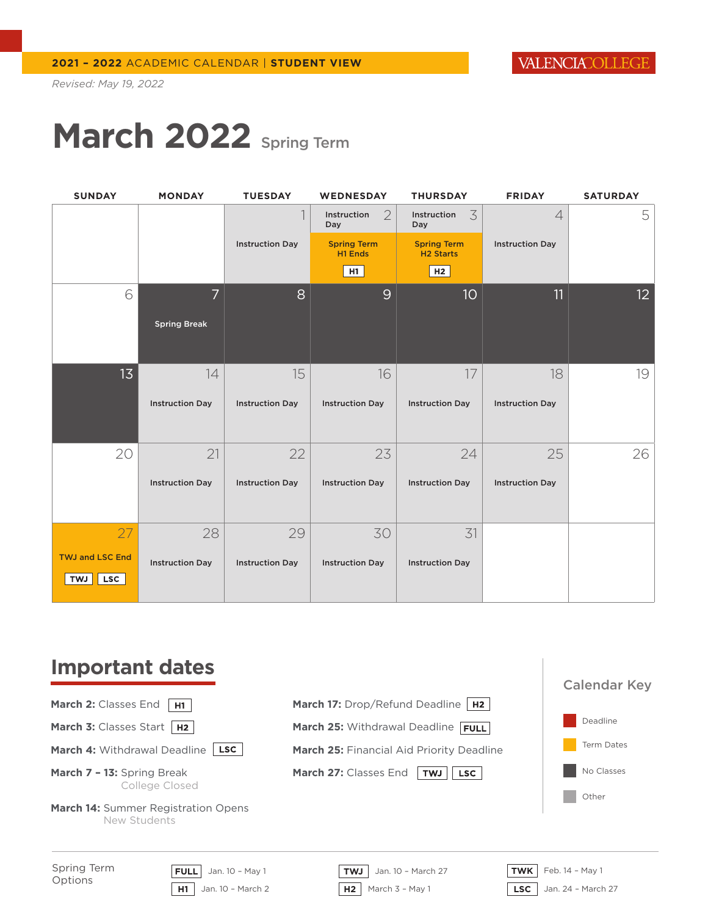**2021 – 2022** ACADEMIC CALENDAR | **STUDENT VIEW**

VALENCIA COLLEGE

*Revised: May 19, 2022*

# March 2022 Spring Term

| SUNDAY | MONDAY | TUESDAY | WEDNESDAY | THURSDAY | FRIDAY | SATURDAY |
|---|---|---|---|---|---|---|
| | | 1 Instruction Day | 2 Instruction Day; Spring Term H1 Ends H1 | 3 Instruction Day; Spring Term H2 Starts H2 | 4 Instruction Day | 5 |
| 6 | 7 Spring Break | 8 | 9 | 10 | 11 | 12 |
| 13 | 14 Instruction Day | 15 Instruction Day | 16 Instruction Day | 17 Instruction Day | 18 Instruction Day | 19 |
| 20 | 21 Instruction Day | 22 Instruction Day | 23 Instruction Day | 24 Instruction Day | 25 Instruction Day | 26 |
| 27 TWJ and LSC End TWJ LSC | 28 Instruction Day | 29 Instruction Day | 30 Instruction Day | 31 Instruction Day | | |

## Important dates

**March 2:** Classes End H1

**March 3:** Classes Start H2

**March 4:** Withdrawal Deadline LSC

**March 7 – 13:** Spring Break
College Closed

**March 14:** Summer Registration Opens
New Students

**March 17:** Drop/Refund Deadline H2

**March 25:** Withdrawal Deadline FULL

**March 25:** Financial Aid Priority Deadline

**March 27:** Classes End TWJ LSC

### Calendar Key

- Deadline
- Term Dates
- No Classes
- Other

Spring Term Options

| | | | |
|---|---|---|---|
| FULL Jan. 10 – May 1 | TWJ Jan. 10 – March 27 | TWK Feb. 14 – May 1 |
| H1 Jan. 10 – March 2 | H2 March 3 – May 1 | LSC Jan. 24 – March 27 |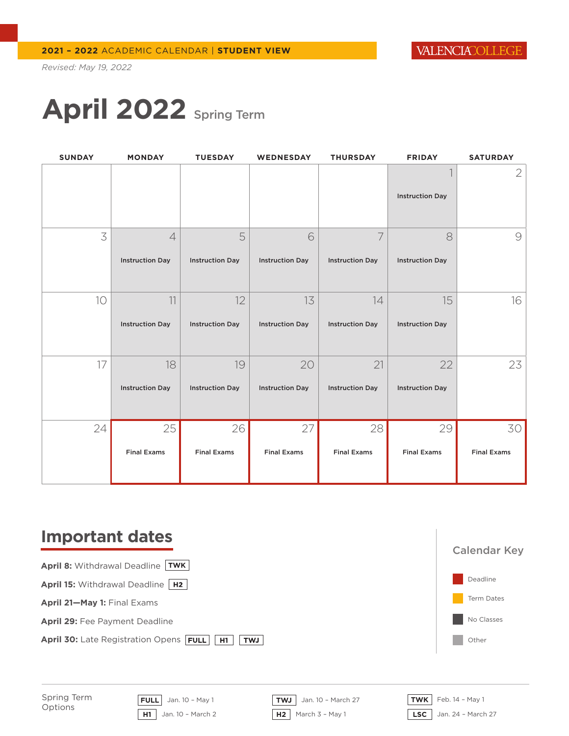**2021 – 2022** ACADEMIC CALENDAR | **STUDENT VIEW**

*Revised: May 19, 2022*

# April 2022 Spring Term

| SUNDAY | MONDAY | TUESDAY | WEDNESDAY | THURSDAY | FRIDAY | SATURDAY |
|---|---|---|---|---|---|---|
| | | | | | 1 Instruction Day | 2 |
| 3 | 4 Instruction Day | 5 Instruction Day | 6 Instruction Day | 7 Instruction Day | 8 Instruction Day | 9 |
| 10 | 11 Instruction Day | 12 Instruction Day | 13 Instruction Day | 14 Instruction Day | 15 Instruction Day | 16 |
| 17 | 18 Instruction Day | 19 Instruction Day | 20 Instruction Day | 21 Instruction Day | 22 Instruction Day | 23 |
| 24 | 25 Final Exams | 26 Final Exams | 27 Final Exams | 28 Final Exams | 29 Final Exams | 30 Final Exams |

## Important dates

**April 8:** Withdrawal Deadline TWK

**April 15:** Withdrawal Deadline H2

**April 21—May 1:** Final Exams

**April 29:** Fee Payment Deadline

**April 30:** Late Registration Opens FULL H1 TWJ

### Calendar Key

- Deadline
- Term Dates
- No Classes
- Other

Spring Term Options

| | | |
|---|---|---|
| FULL Jan. 10 – May 1 | TWJ Jan. 10 – March 27 | TWK Feb. 14 – May 1 |
| H1 Jan. 10 – March 2 | H2 March 3 – May 1 | LSC Jan. 24 – March 27 |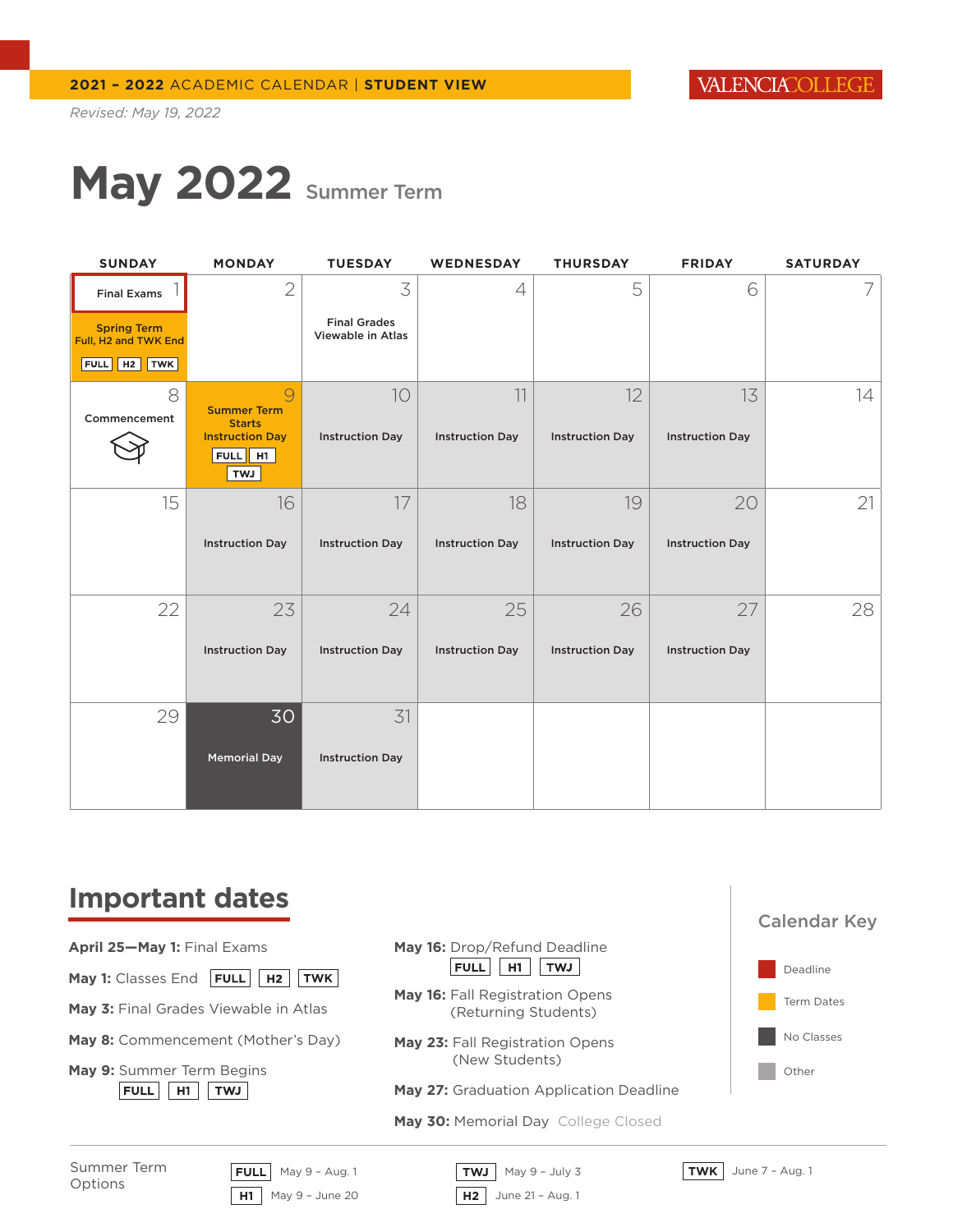**2021 – 2022** ACADEMIC CALENDAR | **STUDENT VIEW**

VALENCIA COLLEGE

*Revised: May 19, 2022*

# May 2022 Summer Term

| SUNDAY | MONDAY | TUESDAY | WEDNESDAY | THURSDAY | FRIDAY | SATURDAY |
|---|---|---|---|---|---|---|
| 1 Final Exams; Spring Term Full, H2 and TWK End FULL H2 TWK | 2 | 3 Final Grades Viewable in Atlas | 4 | 5 | 6 | 7 |
| 8 Commencement | 9 Summer Term Starts Instruction Day FULL H1 TWJ | 10 Instruction Day | 11 Instruction Day | 12 Instruction Day | 13 Instruction Day | 14 |
| 15 | 16 Instruction Day | 17 Instruction Day | 18 Instruction Day | 19 Instruction Day | 20 Instruction Day | 21 |
| 22 | 23 Instruction Day | 24 Instruction Day | 25 Instruction Day | 26 Instruction Day | 27 Instruction Day | 28 |
| 29 | 30 Memorial Day | 31 Instruction Day | | | | |

## Important dates

**April 25—May 1:** Final Exams

**May 1:** Classes End FULL H2 TWK

**May 3:** Final Grades Viewable in Atlas

**May 8:** Commencement (Mother's Day)

**May 9:** Summer Term Begins FULL H1 TWJ

**May 16:** Drop/Refund Deadline FULL H1 TWJ

**May 16:** Fall Registration Opens (Returning Students)

**May 23:** Fall Registration Opens (New Students)

**May 27:** Graduation Application Deadline

**May 30:** Memorial Day College Closed

### Calendar Key

- Deadline
- Term Dates
- No Classes
- Other

Summer Term Options

- FULL May 9 – Aug. 1
- H1 May 9 – June 20
- TWJ May 9 – July 3
- H2 June 21 – Aug. 1
- TWK June 7 – Aug. 1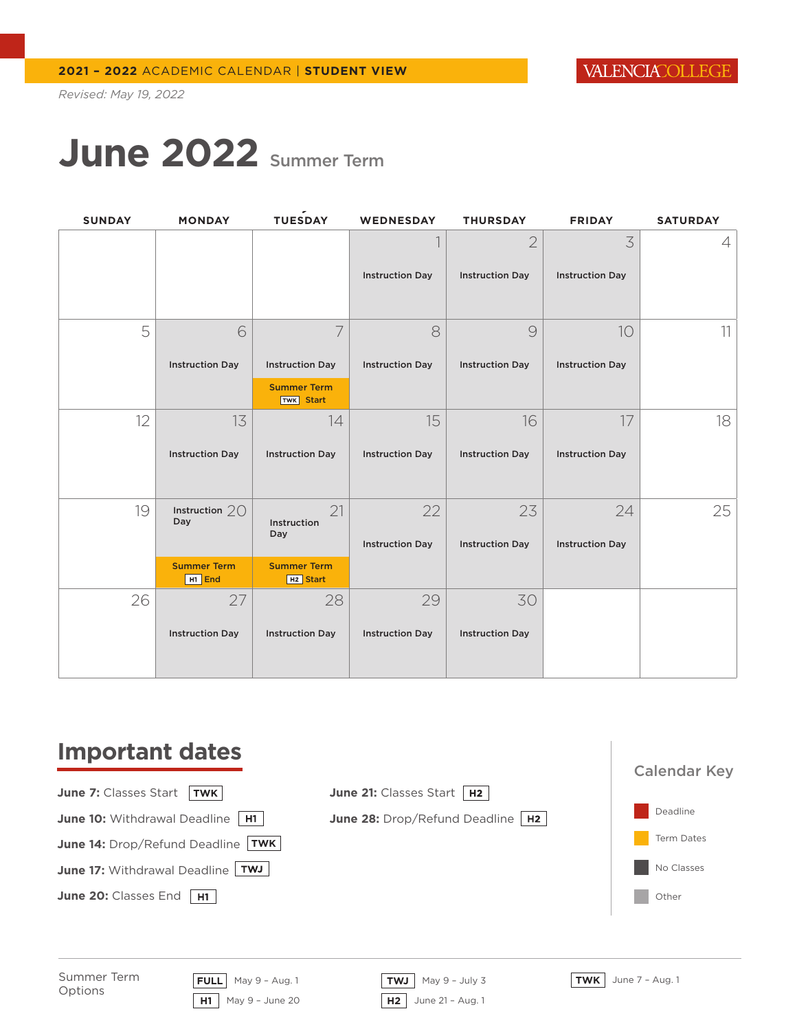**2021 – 2022** ACADEMIC CALENDAR | **STUDENT VIEW**

VALENCIACOLLEGE

*Revised: May 19, 2022*

# June 2022 Summer Term

| SUNDAY | MONDAY | TUESDAY | WEDNESDAY | THURSDAY | FRIDAY | SATURDAY |
|---|---|---|---|---|---|---|
| | | | 1 Instruction Day | 2 Instruction Day | 3 Instruction Day | 4 |
| 5 | 6 Instruction Day | 7 Instruction Day; Summer Term TWK Start | 8 Instruction Day | 9 Instruction Day | 10 Instruction Day | 11 |
| 12 | 13 Instruction Day | 14 Instruction Day | 15 Instruction Day | 16 Instruction Day | 17 Instruction Day | 18 |
| 19 | 20 Instruction Day; Summer Term H1 End | 21 Instruction Day; Summer Term H2 Start | 22 Instruction Day | 23 Instruction Day | 24 Instruction Day | 25 |
| 26 | 27 Instruction Day | 28 Instruction Day | 29 Instruction Day | 30 Instruction Day | | |

## Important dates

- **June 7:** Classes Start TWK
- **June 10:** Withdrawal Deadline H1
- **June 14:** Drop/Refund Deadline TWK
- **June 17:** Withdrawal Deadline TWJ
- **June 20:** Classes End H1
- **June 21:** Classes Start H2
- **June 28:** Drop/Refund Deadline H2

### Calendar Key

- Deadline
- Term Dates
- No Classes
- Other

**Summer Term Options**

| Option | Dates |
|---|---|
| FULL | May 9 – Aug. 1 |
| H1 | May 9 – June 20 |
| TWJ | May 9 – July 3 |
| H2 | June 21 – Aug. 1 |
| TWK | June 7 – Aug. 1 |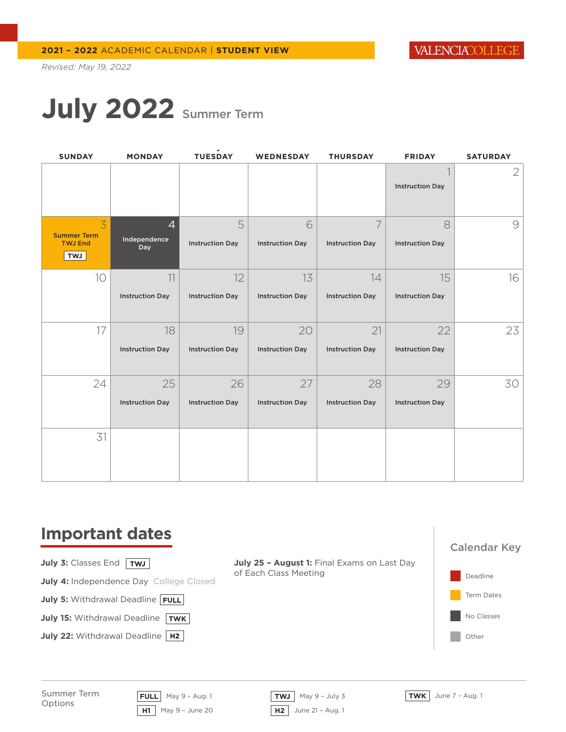**2021 – 2022** ACADEMIC CALENDAR | **STUDENT VIEW**

VALENCIACOLLEGE

*Revised: May 19, 2022*

# July 2022 Summer Term

| SUNDAY | MONDAY | TUESDAY | WEDNESDAY | THURSDAY | FRIDAY | SATURDAY |
|---|---|---|---|---|---|---|
| | | | | | 1 Instruction Day | 2 |
| 3 Summer Term TWJ End TWJ | 4 Independence Day | 5 Instruction Day | 6 Instruction Day | 7 Instruction Day | 8 Instruction Day | 9 |
| 10 | 11 Instruction Day | 12 Instruction Day | 13 Instruction Day | 14 Instruction Day | 15 Instruction Day | 16 |
| 17 | 18 Instruction Day | 19 Instruction Day | 20 Instruction Day | 21 Instruction Day | 22 Instruction Day | 23 |
| 24 | 25 Instruction Day | 26 Instruction Day | 27 Instruction Day | 28 Instruction Day | 29 Instruction Day | 30 |
| 31 | | | | | | |

## Important dates

**July 3:** Classes End TWJ

**July 4:** Independence Day College Closed

**July 5:** Withdrawal Deadline FULL

**July 15:** Withdrawal Deadline TWK

**July 22:** Withdrawal Deadline H2

**July 25 – August 1:** Final Exams on Last Day of Each Class Meeting

### Calendar Key

- Deadline
- Term Dates
- No Classes
- Other

Summer Term Options

| | | |
|---|---|---|
| FULL May 9 – Aug. 1 | TWJ May 9 – July 3 | TWK June 7 – Aug. 1 |
| H1 May 9 – June 20 | H2 June 21 – Aug. 1 | |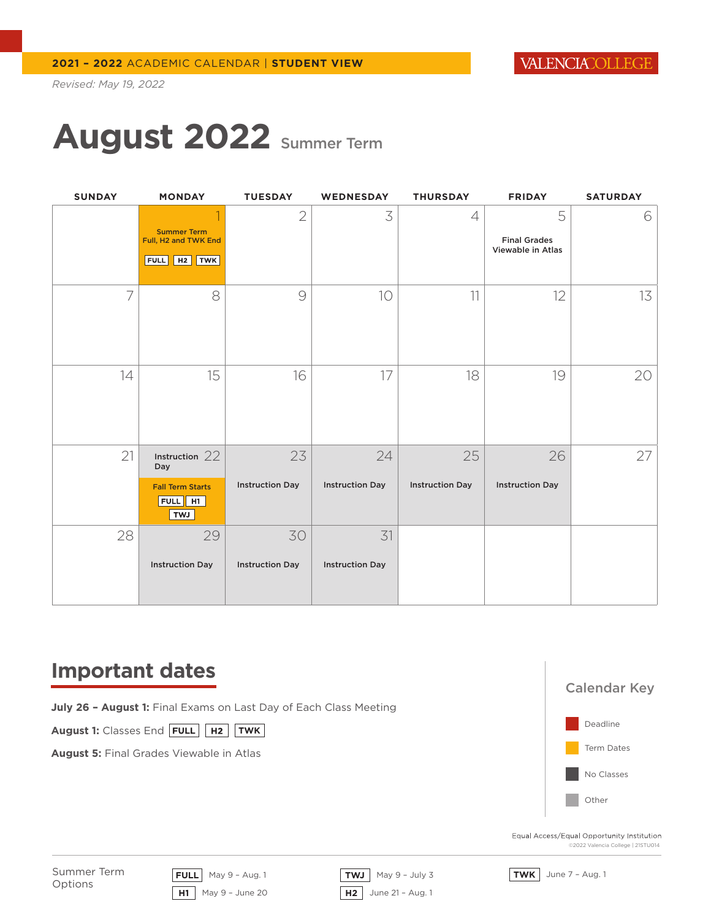**2021 – 2022** ACADEMIC CALENDAR | **STUDENT VIEW**

VALENCIACOLLEGE

*Revised: May 19, 2022*

# August 2022 Summer Term

| SUNDAY | MONDAY | TUESDAY | WEDNESDAY | THURSDAY | FRIDAY | SATURDAY |
|---|---|---|---|---|---|---|
| | 1<br>Summer Term Full, H2 and TWK End<br>FULL H2 TWK | 2 | 3 | 4 | 5<br>Final Grades Viewable in Atlas | 6 |
| 7 | 8 | 9 | 10 | 11 | 12 | 13 |
| 14 | 15 | 16 | 17 | 18 | 19 | 20 |
| 21 | 22<br>Instruction Day<br>Fall Term Starts<br>FULL H1 TWJ | 23<br>Instruction Day | 24<br>Instruction Day | 25<br>Instruction Day | 26<br>Instruction Day | 27 |
| 28 | 29<br>Instruction Day | 30<br>Instruction Day | 31<br>Instruction Day | | | |

## Important dates

**July 26 – August 1:** Final Exams on Last Day of Each Class Meeting

**August 1:** Classes End FULL H2 TWK

**August 5:** Final Grades Viewable in Atlas

### Calendar Key

- Deadline
- Term Dates
- No Classes
- Other

Equal Access/Equal Opportunity Institution

©2022 Valencia College | 21STU014

**Summer Term Options**

- FULL May 9 – Aug. 1
- H1 May 9 – June 20
- TWJ May 9 – July 3
- H2 June 21 – Aug. 1
- TWK June 7 – Aug. 1